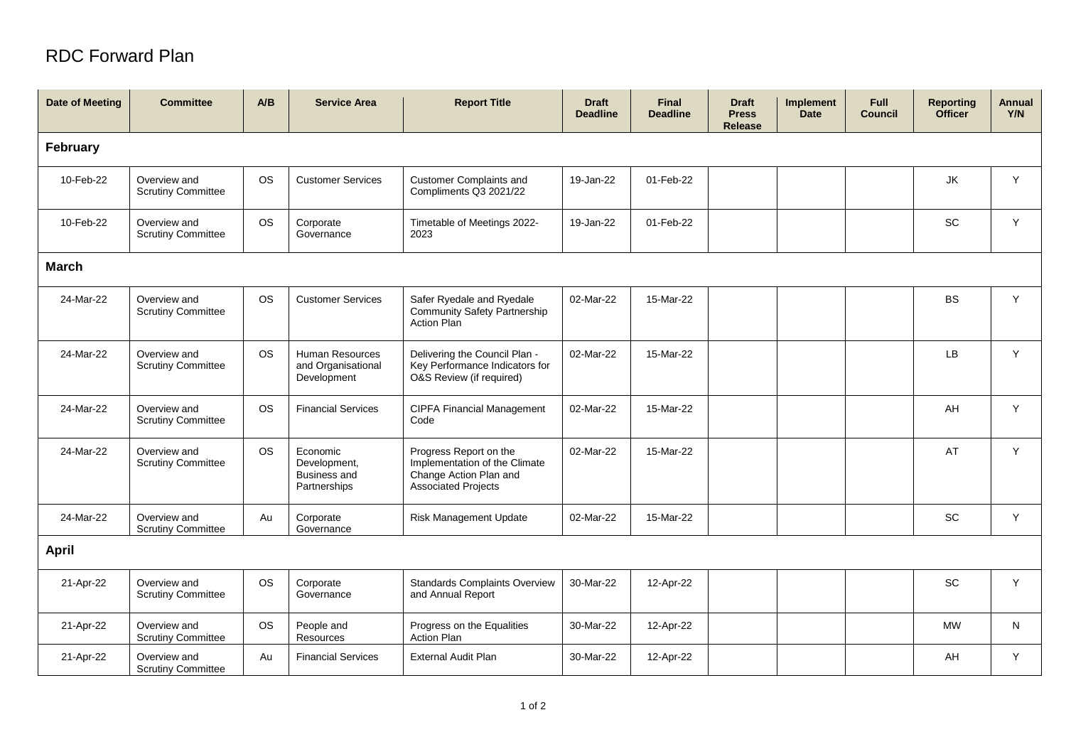# RDC Forward Plan

| Date of Meeting | Committee | A/B | Service Area | Report Title | Draft Deadline | Final Deadline | Draft Press Release | Implement Date | Full Council | Reporting Officer | Annual Y/N |
|---|---|---|---|---|---|---|---|---|---|---|---|
| **February** | | | | | | | | | | | |
| 10-Feb-22 | Overview and Scrutiny Committee | OS | Customer Services | Customer Complaints and Compliments Q3 2021/22 | 19-Jan-22 | 01-Feb-22 | | | | JK | Y |
| 10-Feb-22 | Overview and Scrutiny Committee | OS | Corporate Governance | Timetable of Meetings 2022-2023 | 19-Jan-22 | 01-Feb-22 | | | | SC | Y |
| **March** | | | | | | | | | | | |
| 24-Mar-22 | Overview and Scrutiny Committee | OS | Customer Services | Safer Ryedale and Ryedale Community Safety Partnership Action Plan | 02-Mar-22 | 15-Mar-22 | | | | BS | Y |
| 24-Mar-22 | Overview and Scrutiny Committee | OS | Human Resources and Organisational Development | Delivering the Council Plan - Key Performance Indicators for O&S Review (if required) | 02-Mar-22 | 15-Mar-22 | | | | LB | Y |
| 24-Mar-22 | Overview and Scrutiny Committee | OS | Financial Services | CIPFA Financial Management Code | 02-Mar-22 | 15-Mar-22 | | | | AH | Y |
| 24-Mar-22 | Overview and Scrutiny Committee | OS | Economic Development, Business and Partnerships | Progress Report on the Implementation of the Climate Change Action Plan and Associated Projects | 02-Mar-22 | 15-Mar-22 | | | | AT | Y |
| 24-Mar-22 | Overview and Scrutiny Committee | Au | Corporate Governance | Risk Management Update | 02-Mar-22 | 15-Mar-22 | | | | SC | Y |
| **April** | | | | | | | | | | | |
| 21-Apr-22 | Overview and Scrutiny Committee | OS | Corporate Governance | Standards Complaints Overview and Annual Report | 30-Mar-22 | 12-Apr-22 | | | | SC | Y |
| 21-Apr-22 | Overview and Scrutiny Committee | OS | People and Resources | Progress on the Equalities Action Plan | 30-Mar-22 | 12-Apr-22 | | | | MW | N |
| 21-Apr-22 | Overview and Scrutiny Committee | Au | Financial Services | External Audit Plan | 30-Mar-22 | 12-Apr-22 | | | | AH | Y |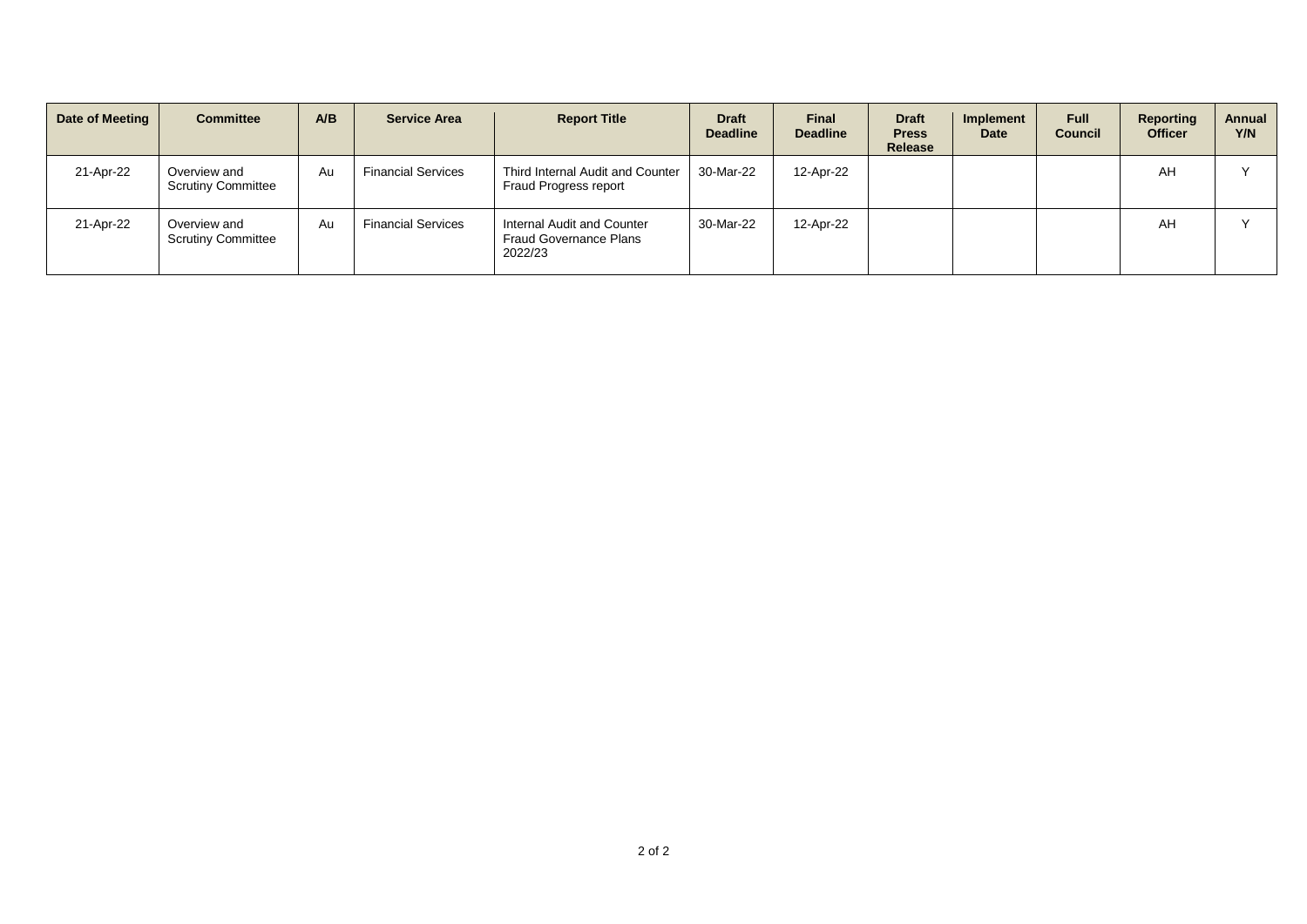| Date of Meeting | Committee | A/B | Service Area | Report Title | Draft Deadline | Final Deadline | Draft Press Release | Implement Date | Full Council | Reporting Officer | Annual Y/N |
|---|---|---|---|---|---|---|---|---|---|---|---|
| 21-Apr-22 | Overview and Scrutiny Committee | Au | Financial Services | Third Internal Audit and Counter Fraud Progress report | 30-Mar-22 | 12-Apr-22 | | | | AH | Y |
| 21-Apr-22 | Overview and Scrutiny Committee | Au | Financial Services | Internal Audit and Counter Fraud Governance Plans 2022/23 | 30-Mar-22 | 12-Apr-22 | | | | AH | Y |